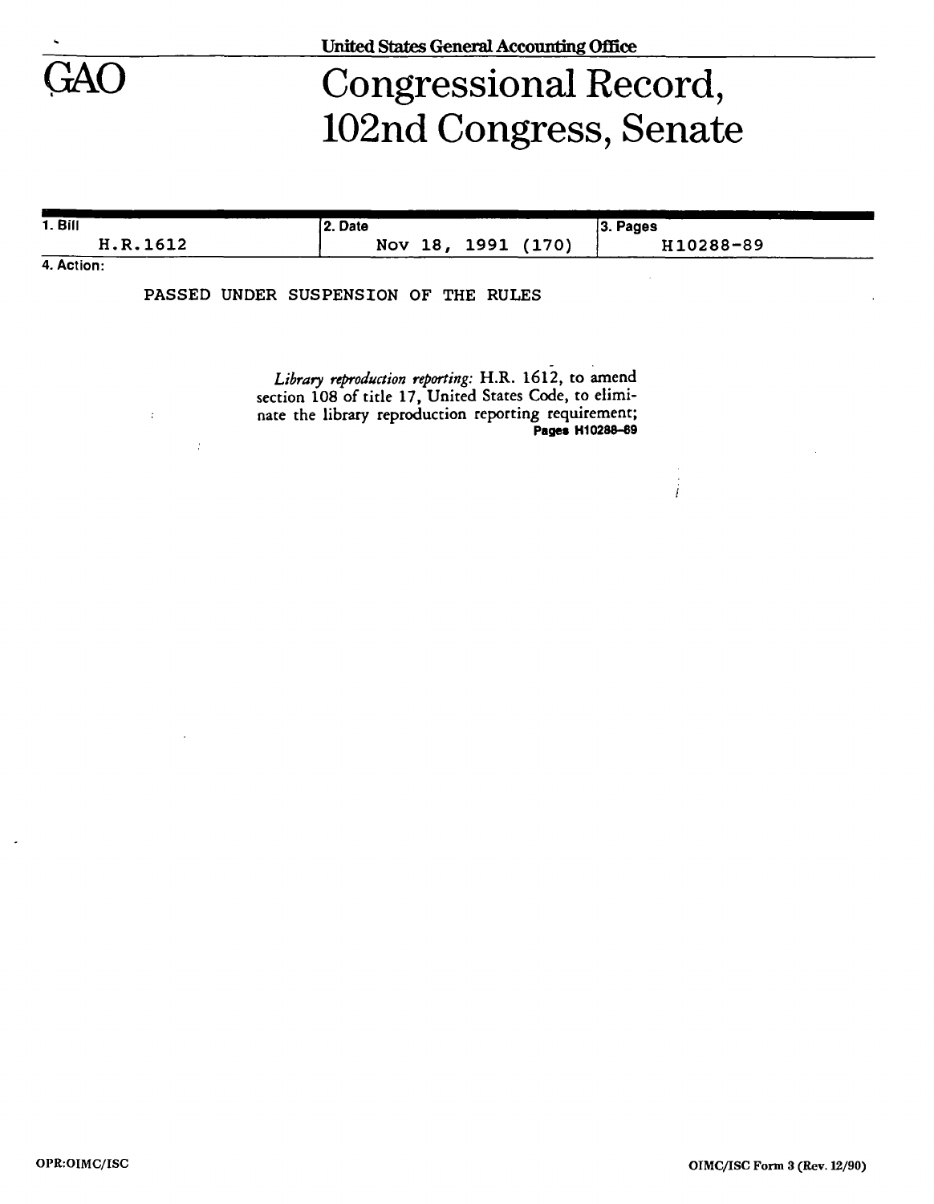GAO

United States General Accounting Office

# Congressional Record, 102nd Congress, Senate

| 1. Bill | 2. Date | 3. Pages |
| --- | --- | --- |
| H.R.1612 | Nov 18, 1991 (170) | H10288-89 |

4. Action:

PASSED UNDER SUSPENSION OF THE RULES

*Library reproduction reporting:* H.R. 1612, to amend section 108 of title 17, United States Code, to eliminate the library reproduction reporting requirement;
**Pages H10288–89**

OPR:OIMC/ISC

OIMC/ISC Form 3 (Rev. 12/90)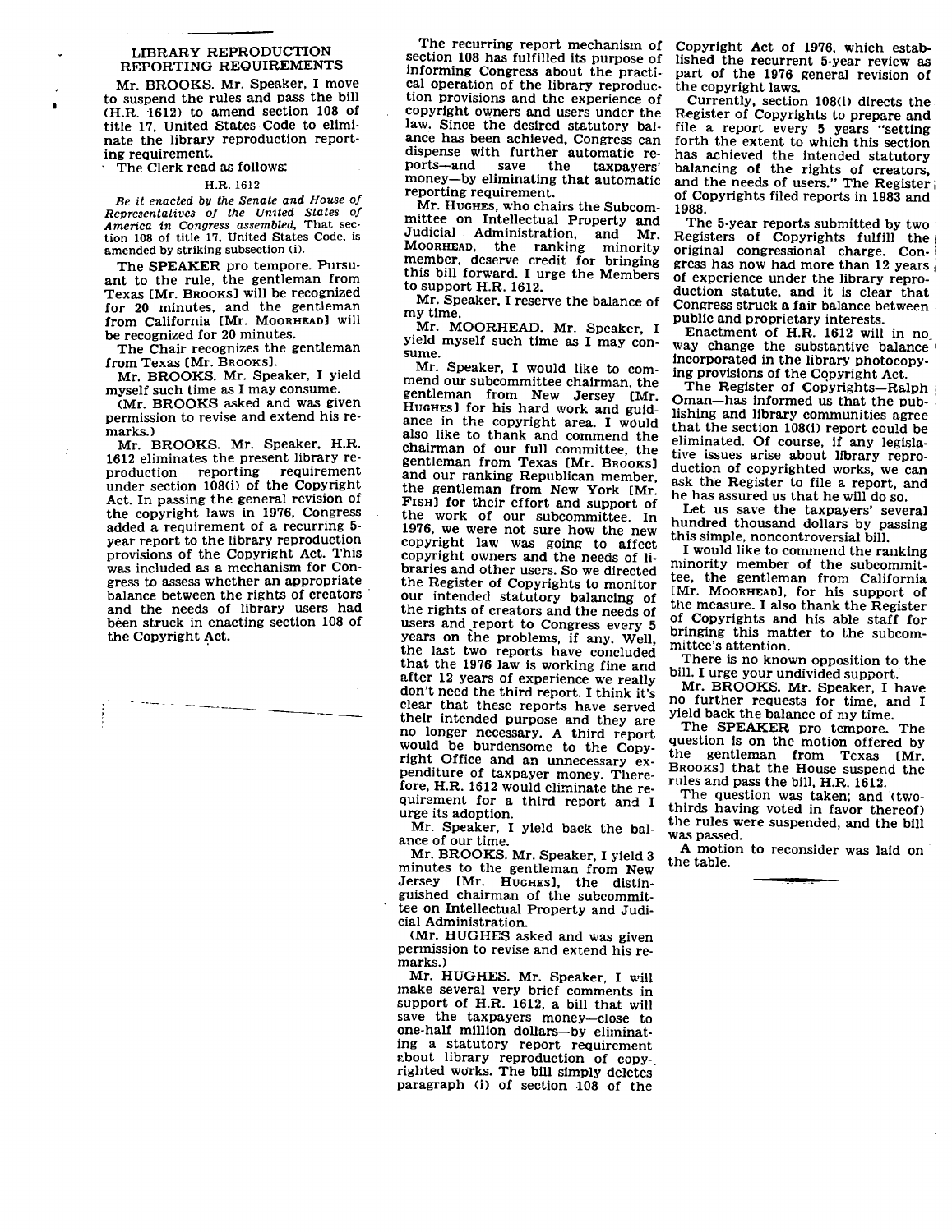## LIBRARY REPRODUCTION REPORTING REQUIREMENTS

Mr. BROOKS. Mr. Speaker, I move to suspend the rules and pass the bill (H.R. 1612) to amend section 108 of title 17, United States Code to eliminate the library reproduction reporting requirement.

The Clerk read as follows:

H.R. 1612

*Be it enacted by the Senate and House of Representatives of the United States of America in Congress assembled,* That section 108 of title 17, United States Code, is amended by striking subsection (i).

The SPEAKER pro tempore. Pursuant to the rule, the gentleman from Texas [Mr. BROOKS] will be recognized for 20 minutes, and the gentleman from California [Mr. MOORHEAD] will be recognized for 20 minutes.

The Chair recognizes the gentleman from Texas [Mr. BROOKS].

Mr. BROOKS. Mr. Speaker, I yield myself such time as I may consume.

(Mr. BROOKS asked and was given permission to revise and extend his remarks.)

Mr. BROOKS. Mr. Speaker, H.R. 1612 eliminates the present library reproduction reporting requirement under section 108(i) of the Copyright Act. In passing the general revision of the copyright laws in 1976, Congress added a requirement of a recurring 5-year report to the library reproduction provisions of the Copyright Act. This was included as a mechanism for Congress to assess whether an appropriate balance between the rights of creators and the needs of library users had been struck in enacting section 108 of the Copyright Act.

The recurring report mechanism of section 108 has fulfilled its purpose of informing Congress about the practical operation of the library reproduction provisions and the experience of copyright owners and users under the law. Since the desired statutory balance has been achieved, Congress can dispense with further automatic reports—and save the taxpayers' money—by eliminating that automatic reporting requirement.

Mr. HUGHES, who chairs the Subcommittee on Intellectual Property and Judicial Administration, and Mr. MOORHEAD, the ranking minority member, deserve credit for bringing this bill forward. I urge the Members to support H.R. 1612.

Mr. Speaker, I reserve the balance of my time.

Mr. MOORHEAD. Mr. Speaker, I yield myself such time as I may consume.

Mr. Speaker, I would like to commend our subcommittee chairman, the gentleman from New Jersey [Mr. HUGHES] for his hard work and guidance in the copyright area. I would also like to thank and commend the chairman of our full committee, the gentleman from Texas [Mr. BROOKS] and our ranking Republican member, the gentleman from New York [Mr. FISH] for their effort and support of the work of our subcommittee. In 1976, we were not sure how the new copyright law was going to affect copyright owners and the needs of libraries and other users. So we directed the Register of Copyrights to monitor our intended statutory balancing of the rights of creators and the needs of users and report to Congress every 5 years on the problems, if any. Well, the last two reports have concluded that the 1976 law is working fine and after 12 years of experience we really don't need the third report. I think it's clear that these reports have served their intended purpose and they are no longer necessary. A third report would be burdensome to the Copyright Office and an unnecessary expenditure of taxpayer money. Therefore, H.R. 1612 would eliminate the requirement for a third report and I urge its adoption.

Mr. Speaker, I yield back the balance of our time.

Mr. BROOKS. Mr. Speaker, I yield 3 minutes to the gentleman from New Jersey [Mr. HUGHES], the distinguished chairman of the subcommittee on Intellectual Property and Judicial Administration.

(Mr. HUGHES asked and was given permission to revise and extend his remarks.)

Mr. HUGHES. Mr. Speaker, I will make several very brief comments in support of H.R. 1612, a bill that will save the taxpayers money—close to one-half million dollars—by eliminating a statutory report requirement about library reproduction of copyrighted works. The bill simply deletes paragraph (i) of section 108 of the Copyright Act of 1976, which established the recurrent 5-year review as part of the 1976 general revision of the copyright laws.

Currently, section 108(i) directs the Register of Copyrights to prepare and file a report every 5 years "setting forth the extent to which this section has achieved the intended statutory balancing of the rights of creators, and the needs of users." The Register of Copyrights filed reports in 1983 and 1988.

The 5-year reports submitted by two Registers of Copyrights fulfill the original congressional charge. Congress has now had more than 12 years of experience under the library reproduction statute, and it is clear that Congress struck a fair balance between public and proprietary interests.

Enactment of H.R. 1612 will in no way change the substantive balance incorporated in the library photocopying provisions of the Copyright Act.

The Register of Copyrights—Ralph Oman—has informed us that the publishing and library communities agree that the section 108(i) report could be eliminated. Of course, if any legislative issues arise about library reproduction of copyrighted works, we can ask the Register to file a report, and he has assured us that he will do so.

Let us save the taxpayers' several hundred thousand dollars by passing this simple, noncontroversial bill.

I would like to commend the ranking minority member of the subcommittee, the gentleman from California [Mr. MOORHEAD], for his support of the measure. I also thank the Register of Copyrights and his able staff for bringing this matter to the subcommittee's attention.

There is no known opposition to the bill. I urge your undivided support.

Mr. BROOKS. Mr. Speaker, I have no further requests for time, and I yield back the balance of my time.

The SPEAKER pro tempore. The question is on the motion offered by the gentleman from Texas [Mr. BROOKS] that the House suspend the rules and pass the bill, H.R. 1612.

The question was taken; and (two-thirds having voted in favor thereof) the rules were suspended, and the bill was passed.

A motion to reconsider was laid on the table.